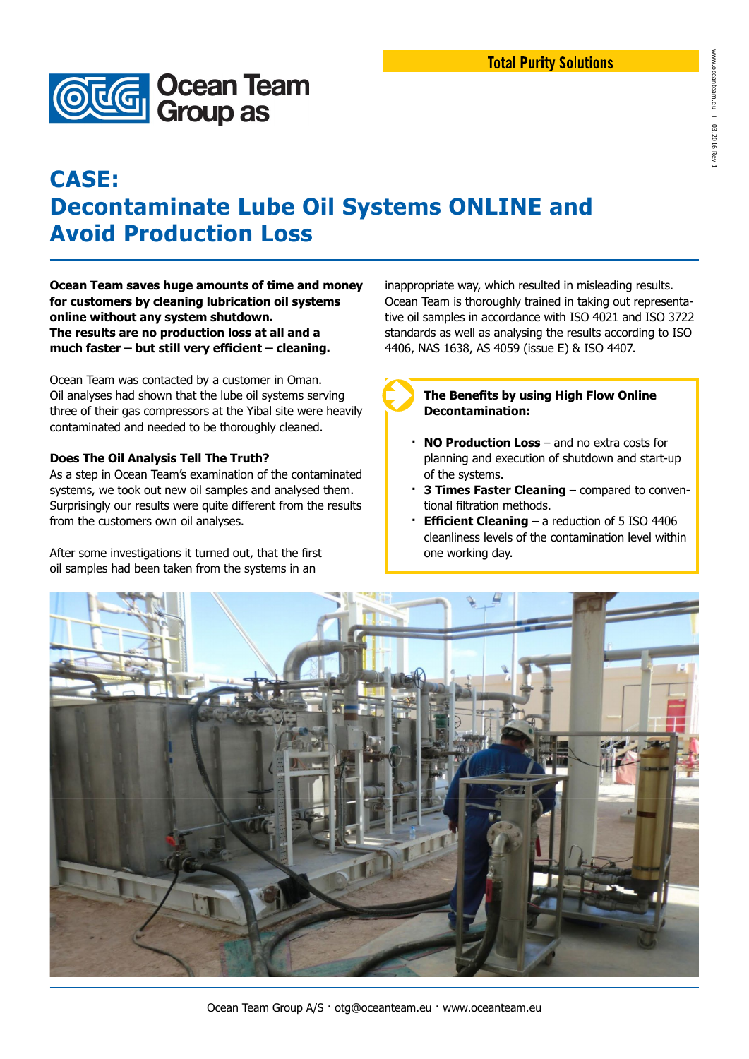Total Purity Solutions

Ocean Team Group as

# CASE: Decontaminate Lube Oil Systems ONLINE and Avoid Production Loss

**Ocean Team saves huge amounts of time and money for customers by cleaning lubrication oil systems online without any system shutdown.**
**The results are no production loss at all and a much faster – but still very efficient – cleaning.**

Ocean Team was contacted by a customer in Oman. Oil analyses had shown that the lube oil systems serving three of their gas compressors at the Yibal site were heavily contaminated and needed to be thoroughly cleaned.

### Does The Oil Analysis Tell The Truth?

As a step in Ocean Team's examination of the contaminated systems, we took out new oil samples and analysed them. Surprisingly our results were quite different from the results from the customers own oil analyses.

After some investigations it turned out, that the first oil samples had been taken from the systems in an inappropriate way, which resulted in misleading results. Ocean Team is thoroughly trained in taking out representative oil samples in accordance with ISO 4021 and ISO 3722 standards as well as analysing the results according to ISO 4406, NAS 1638, AS 4059 (issue E) & ISO 4407.

**The Benefits by using High Flow Online Decontamination:**

- **NO Production Loss** – and no extra costs for planning and execution of shutdown and start-up of the systems.
- **3 Times Faster Cleaning** – compared to conventional filtration methods.
- **Efficient Cleaning** – a reduction of 5 ISO 4406 cleanliness levels of the contamination level within one working day.

Ocean Team Group A/S · otg@oceanteam.eu · www.oceanteam.eu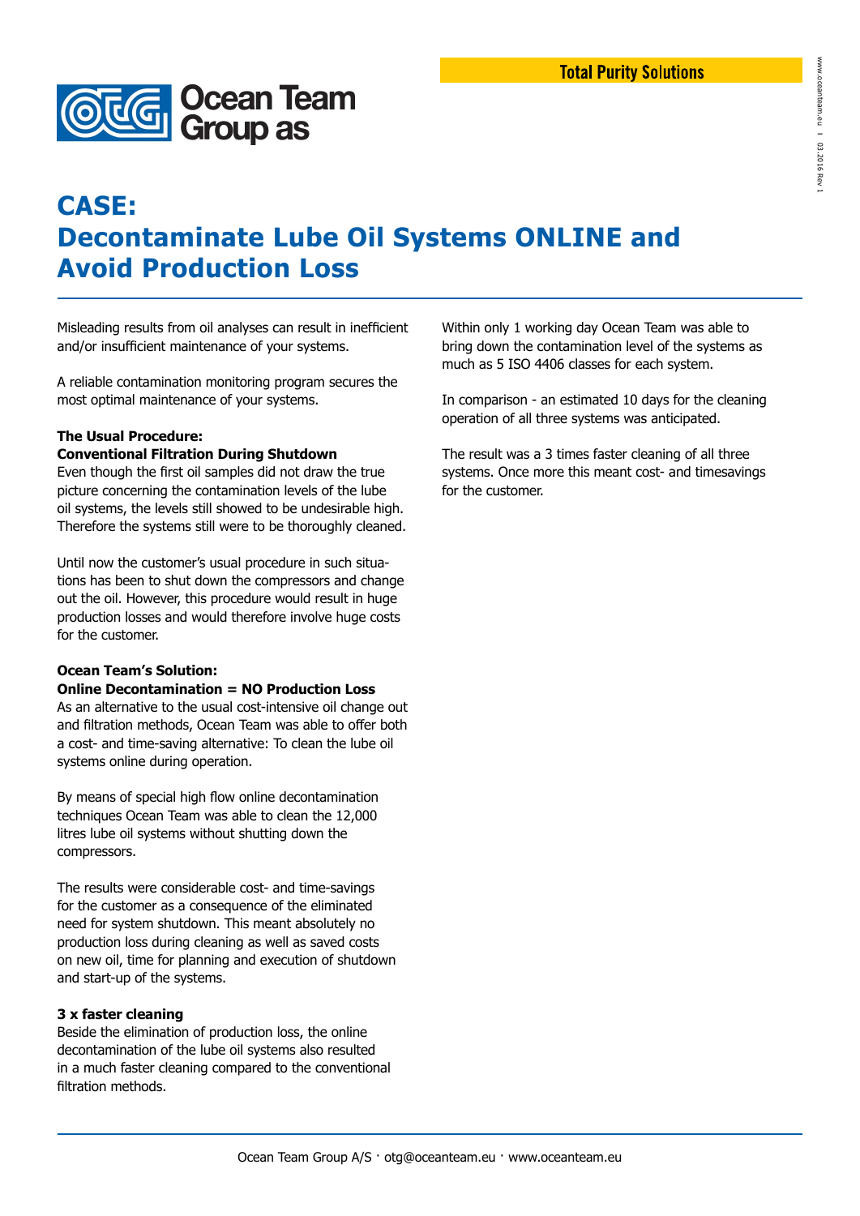Total Purity Solutions

Ocean Team Group as

# CASE: Decontaminate Lube Oil Systems ONLINE and Avoid Production Loss

Misleading results from oil analyses can result in inefficient and/or insufficient maintenance of your systems.

A reliable contamination monitoring program secures the most optimal maintenance of your systems.

**The Usual Procedure:**
**Conventional Filtration During Shutdown**

Even though the first oil samples did not draw the true picture concerning the contamination levels of the lube oil systems, the levels still showed to be undesirable high. Therefore the systems still were to be thoroughly cleaned.

Until now the customer's usual procedure in such situations has been to shut down the compressors and change out the oil. However, this procedure would result in huge production losses and would therefore involve huge costs for the customer.

**Ocean Team's Solution:**
**Online Decontamination = NO Production Loss**

As an alternative to the usual cost-intensive oil change out and filtration methods, Ocean Team was able to offer both a cost- and time-saving alternative: To clean the lube oil systems online during operation.

By means of special high flow online decontamination techniques Ocean Team was able to clean the 12,000 litres lube oil systems without shutting down the compressors.

The results were considerable cost- and time-savings for the customer as a consequence of the eliminated need for system shutdown. This meant absolutely no production loss during cleaning as well as saved costs on new oil, time for planning and execution of shutdown and start-up of the systems.

**3 x faster cleaning**

Beside the elimination of production loss, the online decontamination of the lube oil systems also resulted in a much faster cleaning compared to the conventional filtration methods.

Within only 1 working day Ocean Team was able to bring down the contamination level of the systems as much as 5 ISO 4406 classes for each system.

In comparison - an estimated 10 days for the cleaning operation of all three systems was anticipated.

The result was a 3 times faster cleaning of all three systems. Once more this meant cost- and timesavings for the customer.

Ocean Team Group A/S · otg@oceanteam.eu · www.oceanteam.eu